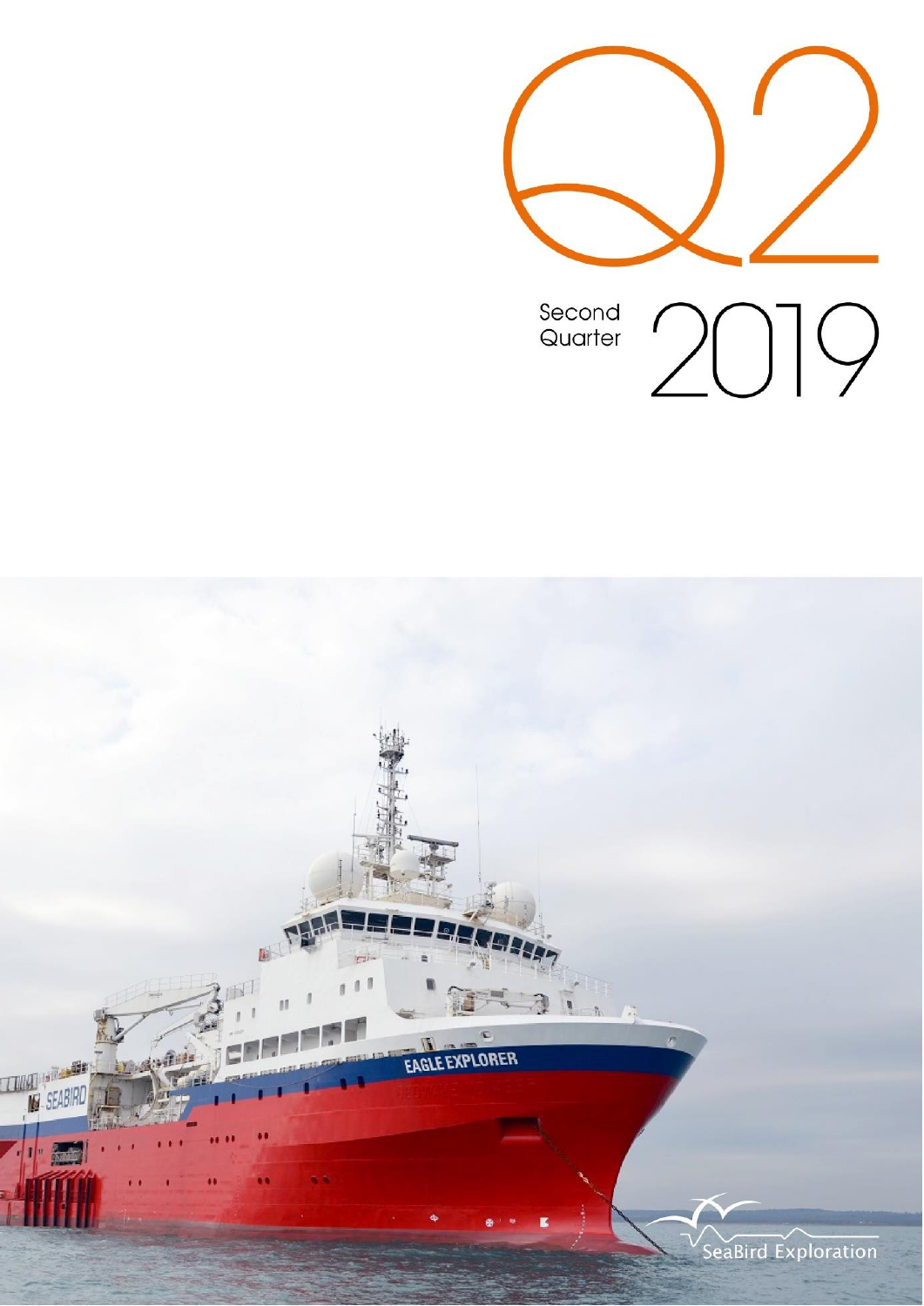# Q2

Second Quarter 2019

SeaBird Exploration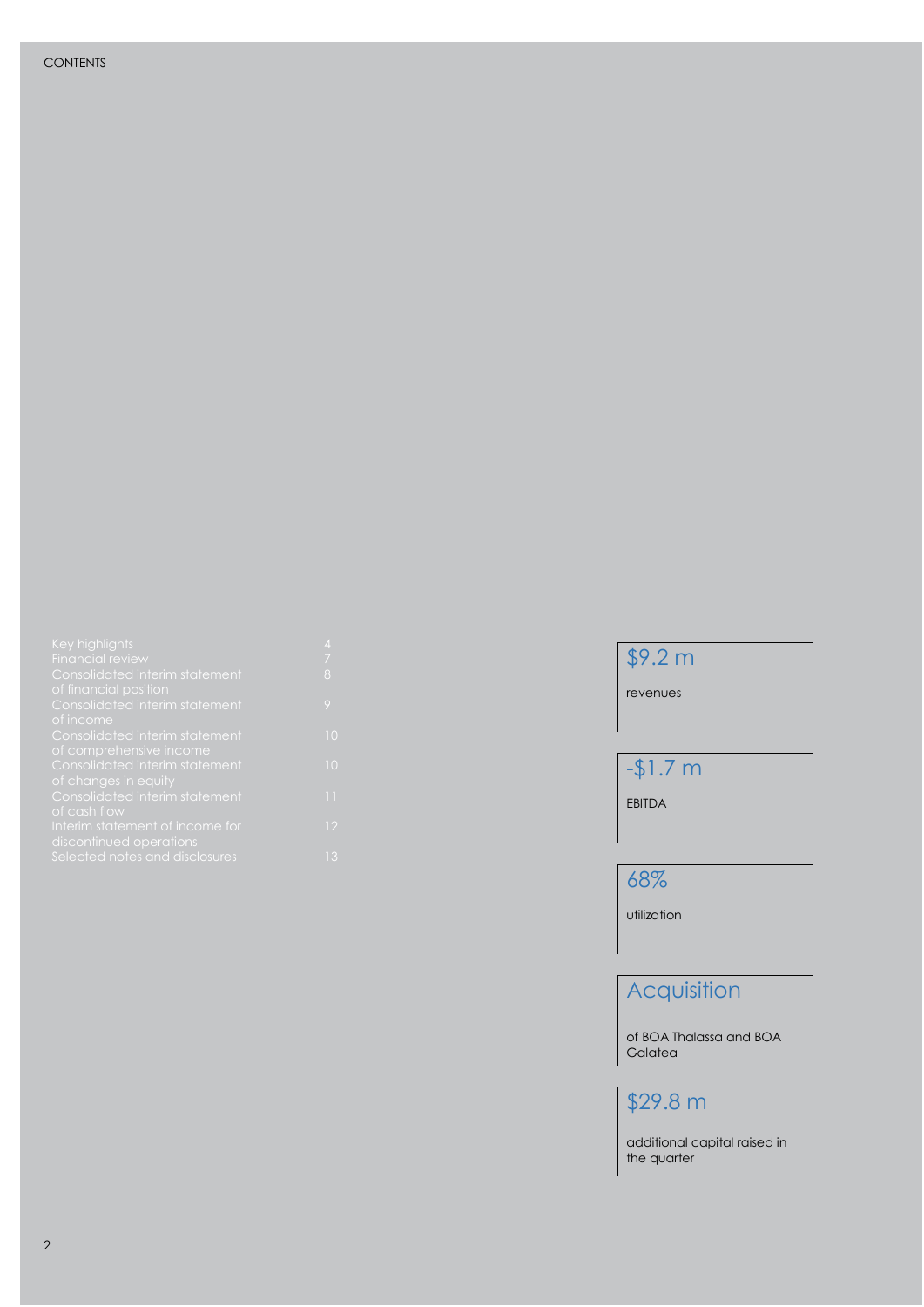# CONTENTS

| | |
|---|---|
| Key highlights | 4 |
| Financial review | 7 |
| Consolidated interim statement of financial position | 8 |
| Consolidated interim statement of income | 9 |
| Consolidated interim statement of comprehensive income | 10 |
| Consolidated interim statement of changes in equity | 10 |
| Consolidated interim statement of cash flow | 11 |
| Interim statement of income for discontinued operations | 12 |
| Selected notes and disclosures | 13 |

## $9.2 m

revenues

## -$1.7 m

EBITDA

## 68%

utilization

## Acquisition

of BOA Thalassa and BOA Galatea

## $29.8 m

additional capital raised in the quarter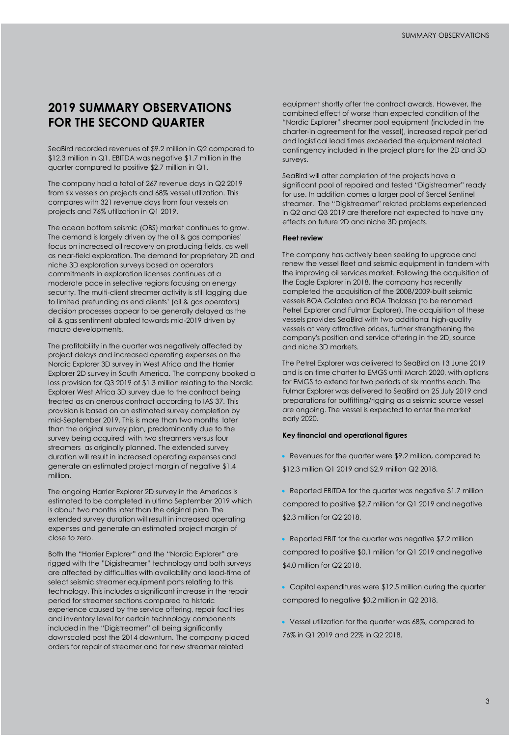# 2019 SUMMARY OBSERVATIONS FOR THE SECOND QUARTER

SeaBird recorded revenues of $9.2 million in Q2 compared to $12.3 million in Q1. EBITDA was negative $1.7 million in the quarter compared to positive $2.7 million in Q1.

The company had a total of 267 revenue days in Q2 2019 from six vessels on projects and 68% vessel utilization. This compares with 321 revenue days from four vessels on projects and 76% utilization in Q1 2019.

The ocean bottom seismic (OBS) market continues to grow. The demand is largely driven by the oil & gas companies' focus on increased oil recovery on producing fields, as well as near-field exploration. The demand for proprietary 2D and niche 3D exploration surveys based on operators commitments in exploration licenses continues at a moderate pace in selective regions focusing on energy security. The multi-client streamer activity is still lagging due to limited prefunding as end clients' (oil & gas operators) decision processes appear to be generally delayed as the oil & gas sentiment abated towards mid-2019 driven by macro developments.

The profitability in the quarter was negatively affected by project delays and increased operating expenses on the Nordic Explorer 3D survey in West Africa and the Harrier Explorer 2D survey in South America. The company booked a loss provision for Q3 2019 of $1.3 million relating to the Nordic Explorer West Africa 3D survey due to the contract being treated as an onerous contract according to IAS 37. This provision is based on an estimated survey completion by mid-September 2019. This is more than two months later than the original survey plan, predominantly due to the survey being acquired with two streamers versus four streamers as originally planned. The extended survey duration will result in increased operating expenses and generate an estimated project margin of negative $1.4 million.

The ongoing Harrier Explorer 2D survey in the Americas is estimated to be completed in ultimo September 2019 which is about two months later than the original plan. The extended survey duration will result in increased operating expenses and generate an estimated project margin of close to zero.

Both the "Harrier Explorer" and the "Nordic Explorer" are rigged with the "Digistreamer" technology and both surveys are affected by difficulties with availability and lead-time of select seismic streamer equipment parts relating to this technology. This includes a significant increase in the repair period for streamer sections compared to historic experience caused by the service offering, repair facilities and inventory level for certain technology components included in the "Digistreamer" all being significantly downscaled post the 2014 downturn. The company placed orders for repair of streamer and for new streamer related equipment shortly after the contract awards. However, the combined effect of worse than expected condition of the "Nordic Explorer" streamer pool equipment (included in the charter-in agreement for the vessel), increased repair period and logistical lead times exceeded the equipment related contingency included in the project plans for the 2D and 3D surveys.

SeaBird will after completion of the projects have a significant pool of repaired and tested "Digistreamer" ready for use. In addition comes a larger pool of Sercel Sentinel streamer. The "Digistreamer" related problems experienced in Q2 and Q3 2019 are therefore not expected to have any effects on future 2D and niche 3D projects.

**Fleet review**

The company has actively been seeking to upgrade and renew the vessel fleet and seismic equipment in tandem with the improving oil services market. Following the acquisition of the Eagle Explorer in 2018, the company has recently completed the acquisition of the 2008/2009-built seismic vessels BOA Galatea and BOA Thalassa (to be renamed Petrel Explorer and Fulmar Explorer). The acquisition of these vessels provides SeaBird with two additional high-quality vessels at very attractive prices, further strengthening the company's position and service offering in the 2D, source and niche 3D markets.

The Petrel Explorer was delivered to SeaBird on 13 June 2019 and is on time charter to EMGS until March 2020, with options for EMGS to extend for two periods of six months each. The Fulmar Explorer was delivered to SeaBird on 25 July 2019 and preparations for outfitting/rigging as a seismic source vessel are ongoing. The vessel is expected to enter the market early 2020.

**Key financial and operational figures**

- Revenues for the quarter were $9.2 million, compared to $12.3 million Q1 2019 and $2.9 million Q2 2018.
- Reported EBITDA for the quarter was negative $1.7 million compared to positive $2.7 million for Q1 2019 and negative $2.3 million for Q2 2018.
- Reported EBIT for the quarter was negative $7.2 million compared to positive $0.1 million for Q1 2019 and negative $4.0 million for Q2 2018.
- Capital expenditures were $12.5 million during the quarter compared to negative $0.2 million in Q2 2018.
- Vessel utilization for the quarter was 68%, compared to 76% in Q1 2019 and 22% in Q2 2018.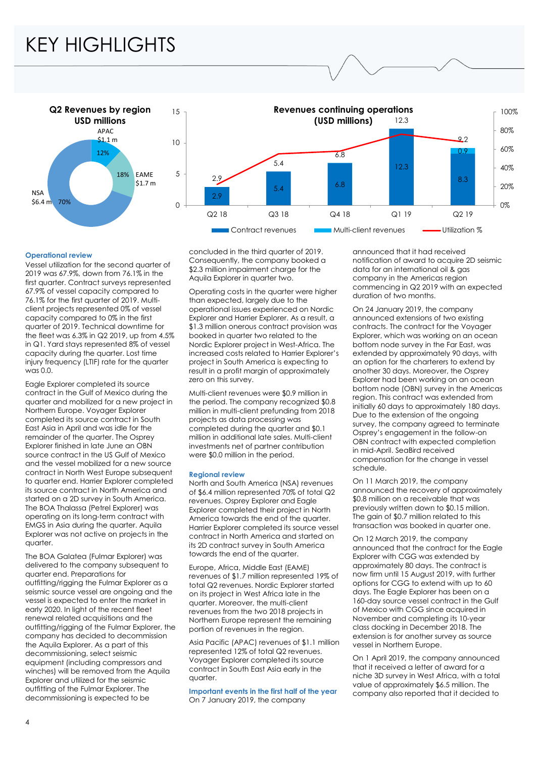# KEY HIGHLIGHTS

**Q2 Revenues by region USD millions**

| Region | USD | Share |
|---|---|---|
| APAC | $1.1 m | 12% |
| EAME | $1.7 m | 18% |
| NSA | $6.4 m | 70% |

**Revenues continuing operations (USD millions)**

| | Q2 18 | Q3 18 | Q4 18 | Q1 19 | Q2 19 |
|---|---|---|---|---|---|
| Contract revenues | 2.9 | 5.4 | 6.8 | 12.3 | 8.3 |
| Multi-client revenues | | | | | 0.9 |
| Total | 2.9 | 5.4 | 6.8 | 12.3 | 9.2 |

### Operational review

Vessel utilization for the second quarter of 2019 was 67.9%, down from 76.1% in the first quarter. Contract surveys represented 67.9% of vessel capacity compared to 76.1% for the first quarter of 2019. Multi-client projects represented 0% of vessel capacity compared to 0% in the first quarter of 2019. Technical downtime for the fleet was 6.3% in Q2 2019, up from 4.5% in Q1. Yard stays represented 8% of vessel capacity during the quarter. Lost time injury frequency (LTIF) rate for the quarter was 0.0.

Eagle Explorer completed its source contract in the Gulf of Mexico during the quarter and mobilized for a new project in Northern Europe. Voyager Explorer completed its source contract in South East Asia in April and was idle for the remainder of the quarter. The Osprey Explorer finished in late June an OBN source contract in the US Gulf of Mexico and the vessel mobilized for a new source contract in North West Europe subsequent to quarter end. Harrier Explorer completed its source contract in North America and started on a 2D survey in South America. The BOA Thalassa (Petrel Explorer) was operating on its long-term contract with EMGS in Asia during the quarter. Aquila Explorer was not active on projects in the quarter.

The BOA Galatea (Fulmar Explorer) was delivered to the company subsequent to quarter end. Preparations for outfitting/rigging the Fulmar Explorer as a seismic source vessel are ongoing and the vessel is expected to enter the market in early 2020. In light of the recent fleet renewal related acquisitions and the outfitting/rigging of the Fulmar Explorer, the company has decided to decommission the Aquila Explorer. As a part of this decommissioning, select seismic equipment (including compressors and winches) will be removed from the Aquila Explorer and utilized for the seismic outfitting of the Fulmar Explorer. The decommissioning is expected to be concluded in the third quarter of 2019. Consequently, the company booked a $2.3 million impairment charge for the Aquila Explorer in quarter two.

Operating costs in the quarter were higher than expected, largely due to the operational issues experienced on Nordic Explorer and Harrier Explorer. As a result, a $1.3 million onerous contract provision was booked in quarter two related to the Nordic Explorer project in West-Africa. The increased costs related to Harrier Explorer's project in South America is expecting to result in a profit margin of approximately zero on this survey.

Multi-client revenues were $0.9 million in the period. The company recognized $0.8 million in multi-client prefunding from 2018 projects as data processing was completed during the quarter and $0.1 million in additional late sales. Multi-client investments net of partner contribution were $0.0 million in the period.

### Regional review

North and South America (NSA) revenues of $6.4 million represented 70% of total Q2 revenues. Osprey Explorer and Eagle Explorer completed their project in North America towards the end of the quarter. Harrier Explorer completed its source vessel contract in North America and started on its 2D contract survey in South America towards the end of the quarter.

Europe, Africa, Middle East (EAME) revenues of $1.7 million represented 19% of total Q2 revenues. Nordic Explorer started on its project in West Africa late in the quarter. Moreover, the multi-client revenues from the two 2018 projects in Northern Europe represent the remaining portion of revenues in the region.

Asia Pacific (APAC) revenues of $1.1 million represented 12% of total Q2 revenues. Voyager Explorer completed its source contract in South East Asia early in the quarter.

### Important events in the first half of the year

On 7 January 2019, the company announced that it had received notification of award to acquire 2D seismic data for an international oil & gas company in the Americas region commencing in Q2 2019 with an expected duration of two months.

On 24 January 2019, the company announced extensions of two existing contracts. The contract for the Voyager Explorer, which was working on an ocean bottom node survey in the Far East, was extended by approximately 90 days, with an option for the charterers to extend by another 30 days. Moreover, the Osprey Explorer had been working on an ocean bottom node (OBN) survey in the Americas region. This contract was extended from initially 60 days to approximately 180 days. Due to the extension of the ongoing survey, the company agreed to terminate Osprey's engagement in the follow-on OBN contract with expected completion in mid-April. SeaBird received compensation for the change in vessel schedule.

On 11 March 2019, the company announced the recovery of approximately $0.8 million on a receivable that was previously written down to $0.15 million. The gain of $0.7 million related to this transaction was booked in quarter one.

On 12 March 2019, the company announced that the contract for the Eagle Explorer with CGG was extended by approximately 80 days. The contract is now firm until 15 August 2019, with further options for CGG to extend with up to 60 days. The Eagle Explorer has been on a 160-day source vessel contract in the Gulf of Mexico with CGG since acquired in November and completing its 10-year class docking in December 2018. The extension is for another survey as source vessel in Northern Europe.

On 1 April 2019, the company announced that it received a letter of award for a niche 3D survey in West Africa, with a total value of approximately $6.5 million. The company also reported that it decided to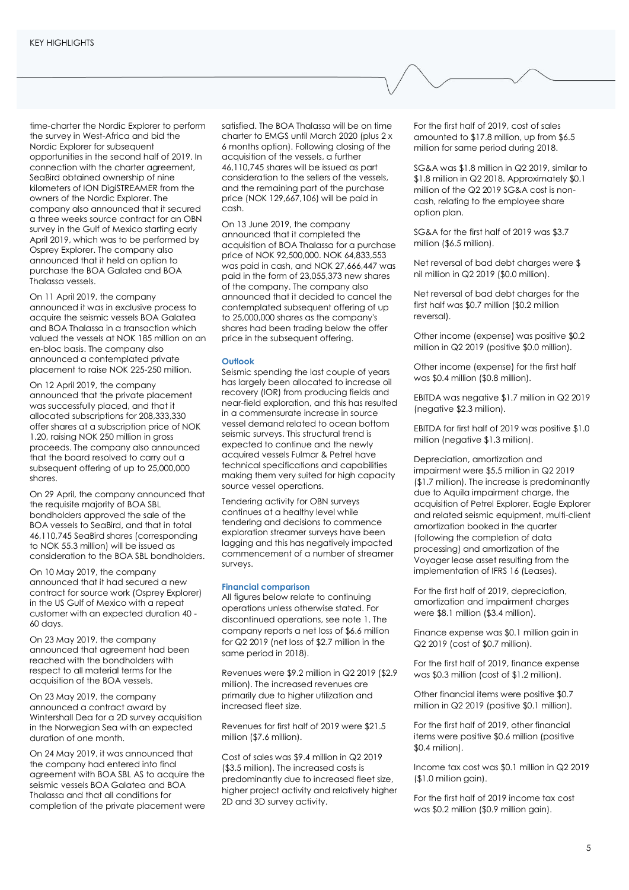time-charter the Nordic Explorer to perform the survey in West-Africa and bid the Nordic Explorer for subsequent opportunities in the second half of 2019. In connection with the charter agreement, SeaBird obtained ownership of nine kilometers of ION DigiSTREAMER from the owners of the Nordic Explorer. The company also announced that it secured a three weeks source contract for an OBN survey in the Gulf of Mexico starting early April 2019, which was to be performed by Osprey Explorer. The company also announced that it held an option to purchase the BOA Galatea and BOA Thalassa vessels.

On 11 April 2019, the company announced it was in exclusive process to acquire the seismic vessels BOA Galatea and BOA Thalassa in a transaction which valued the vessels at NOK 185 million on an en-bloc basis. The company also announced a contemplated private placement to raise NOK 225-250 million.

On 12 April 2019, the company announced that the private placement was successfully placed, and that it allocated subscriptions for 208,333,330 offer shares at a subscription price of NOK 1.20, raising NOK 250 million in gross proceeds. The company also announced that the board resolved to carry out a subsequent offering of up to 25,000,000 shares.

On 29 April, the company announced that the requisite majority of BOA SBL bondholders approved the sale of the BOA vessels to SeaBird, and that in total 46,110,745 SeaBird shares (corresponding to NOK 55.3 million) will be issued as consideration to the BOA SBL bondholders.

On 10 May 2019, the company announced that it had secured a new contract for source work (Osprey Explorer) in the US Gulf of Mexico with a repeat customer with an expected duration 40 - 60 days.

On 23 May 2019, the company announced that agreement had been reached with the bondholders with respect to all material terms for the acquisition of the BOA vessels.

On 23 May 2019, the company announced a contract award by Wintershall Dea for a 2D survey acquisition in the Norwegian Sea with an expected duration of one month.

On 24 May 2019, it was announced that the company had entered into final agreement with BOA SBL AS to acquire the seismic vessels BOA Galatea and BOA Thalassa and that all conditions for completion of the private placement were satisfied. The BOA Thalassa will be on time charter to EMGS until March 2020 (plus 2 x 6 months option). Following closing of the acquisition of the vessels, a further 46,110,745 shares will be issued as part consideration to the sellers of the vessels, and the remaining part of the purchase price (NOK 129,667,106) will be paid in cash.

On 13 June 2019, the company announced that it completed the acquisition of BOA Thalassa for a purchase price of NOK 92,500,000. NOK 64,833,553 was paid in cash, and NOK 27,666,447 was paid in the form of 23,055,373 new shares of the company. The company also announced that it decided to cancel the contemplated subsequent offering of up to 25,000,000 shares as the company's shares had been trading below the offer price in the subsequent offering.

**Outlook**

Seismic spending the last couple of years has largely been allocated to increase oil recovery (IOR) from producing fields and near-field exploration, and this has resulted in a commensurate increase in source vessel demand related to ocean bottom seismic surveys. This structural trend is expected to continue and the newly acquired vessels Fulmar & Petrel have technical specifications and capabilities making them very suited for high capacity source vessel operations.

Tendering activity for OBN surveys continues at a healthy level while tendering and decisions to commence exploration streamer surveys have been lagging and this has negatively impacted commencement of a number of streamer surveys.

**Financial comparison**

All figures below relate to continuing operations unless otherwise stated. For discontinued operations, see note 1. The company reports a net loss of $6.6 million for Q2 2019 (net loss of $2.7 million in the same period in 2018).

Revenues were $9.2 million in Q2 2019 ($2.9 million). The increased revenues are primarily due to higher utilization and increased fleet size.

Revenues for first half of 2019 were $21.5 million ($7.6 million).

Cost of sales was $9.4 million in Q2 2019 ($3.5 million). The increased costs is predominantly due to increased fleet size, higher project activity and relatively higher 2D and 3D survey activity.

For the first half of 2019, cost of sales amounted to $17.8 million, up from $6.5 million for same period during 2018.

SG&A was $1.8 million in Q2 2019, similar to $1.8 million in Q2 2018. Approximately $0.1 million of the Q2 2019 SG&A cost is non-cash, relating to the employee share option plan.

SG&A for the first half of 2019 was $3.7 million ($6.5 million).

Net reversal of bad debt charges were $ nil million in Q2 2019 ($0.0 million).

Net reversal of bad debt charges for the first half was $0.7 million ($0.2 million reversal).

Other income (expense) was positive $0.2 million in Q2 2019 (positive $0.0 million).

Other income (expense) for the first half was $0.4 million ($0.8 million).

EBITDA was negative $1.7 million in Q2 2019 (negative $2.3 million).

EBITDA for first half of 2019 was positive $1.0 million (negative $1.3 million).

Depreciation, amortization and impairment were $5.5 million in Q2 2019 ($1.7 million). The increase is predominantly due to Aquila impairment charge, the acquisition of Petrel Explorer, Eagle Explorer and related seismic equipment, multi-client amortization booked in the quarter (following the completion of data processing) and amortization of the Voyager lease asset resulting from the implementation of IFRS 16 (Leases).

For the first half of 2019, depreciation, amortization and impairment charges were $8.1 million ($3.4 million).

Finance expense was $0.1 million gain in Q2 2019 (cost of $0.7 million).

For the first half of 2019, finance expense was $0.3 million (cost of $1.2 million).

Other financial items were positive $0.7 million in Q2 2019 (positive $0.1 million).

For the first half of 2019, other financial items were positive $0.6 million (positive $0.4 million).

Income tax cost was $0.1 million in Q2 2019 ($1.0 million gain).

For the first half of 2019 income tax cost was $0.2 million ($0.9 million gain).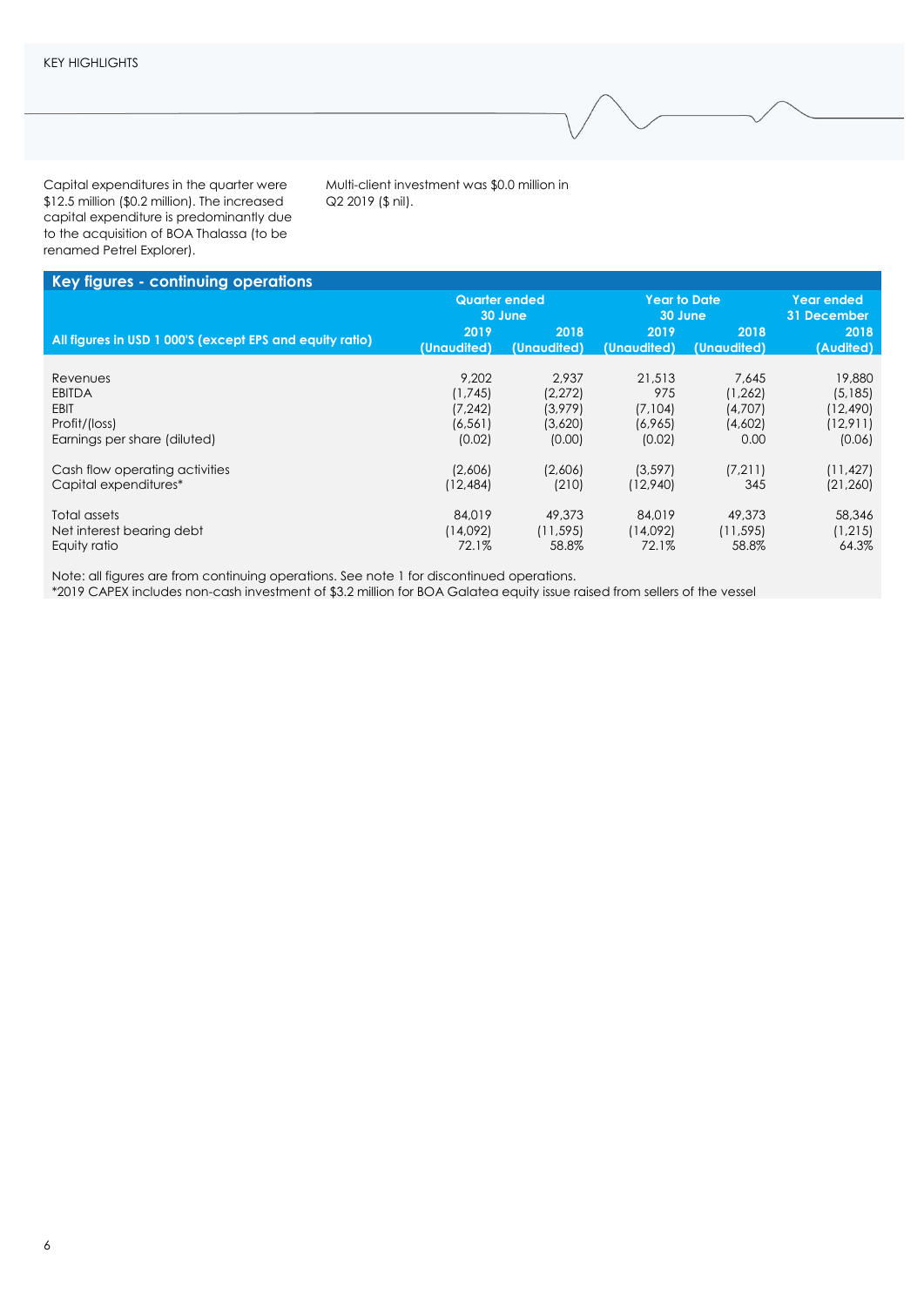KEY HIGHLIGHTS

Capital expenditures in the quarter were $12.5 million ($0.2 million). The increased capital expenditure is predominantly due to the acquisition of BOA Thalassa (to be renamed Petrel Explorer).

Multi-client investment was $0.0 million in Q2 2019 ($ nil).

## Key figures - continuing operations

| All figures in USD 1 000'S (except EPS and equity ratio) | Quarter ended 30 June | | Year to Date 30 June | | Year ended 31 December |
|---|---|---|---|---|---|
| | 2019 (Unaudited) | 2018 (Unaudited) | 2019 (Unaudited) | 2018 (Unaudited) | 2018 (Audited) |
| Revenues | 9,202 | 2,937 | 21,513 | 7,645 | 19,880 |
| EBITDA | (1,745) | (2,272) | 975 | (1,262) | (5,185) |
| EBIT | (7,242) | (3,979) | (7,104) | (4,707) | (12,490) |
| Profit/(loss) | (6,561) | (3,620) | (6,965) | (4,602) | (12,911) |
| Earnings per share (diluted) | (0.02) | (0.00) | (0.02) | 0.00 | (0.06) |
| Cash flow operating activities | (2,606) | (2,606) | (3,597) | (7,211) | (11,427) |
| Capital expenditures* | (12,484) | (210) | (12,940) | 345 | (21,260) |
| Total assets | 84,019 | 49,373 | 84,019 | 49,373 | 58,346 |
| Net interest bearing debt | (14,092) | (11,595) | (14,092) | (11,595) | (1,215) |
| Equity ratio | 72.1% | 58.8% | 72.1% | 58.8% | 64.3% |

Note: all figures are from continuing operations. See note 1 for discontinued operations.
*2019 CAPEX includes non-cash investment of $3.2 million for BOA Galatea equity issue raised from sellers of the vessel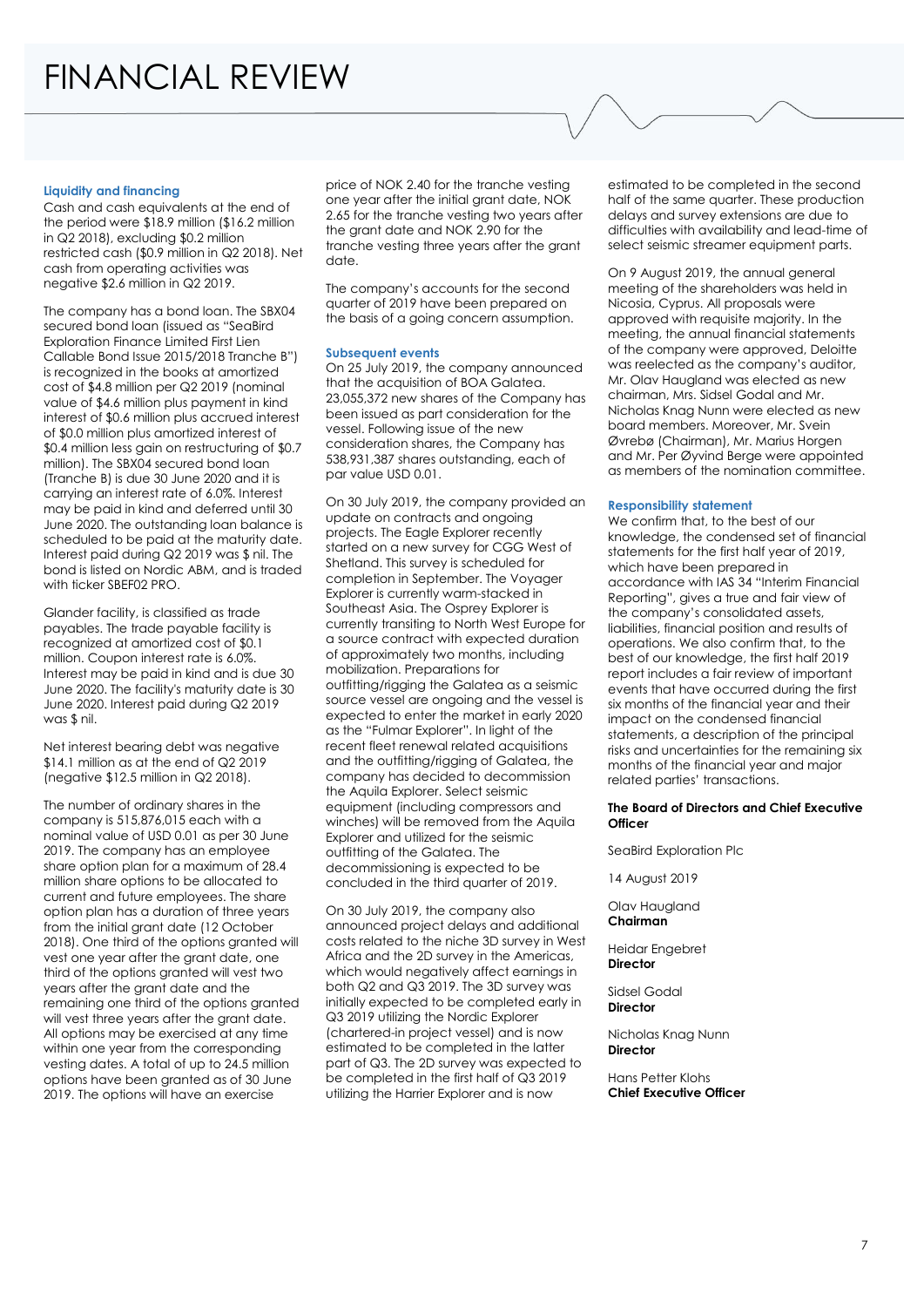# FINANCIAL REVIEW

### Liquidity and financing

Cash and cash equivalents at the end of the period were $18.9 million ($16.2 million in Q2 2018), excluding $0.2 million restricted cash ($0.9 million in Q2 2018). Net cash from operating activities was negative $2.6 million in Q2 2019.

The company has a bond loan. The SBX04 secured bond loan (issued as "SeaBird Exploration Finance Limited First Lien Callable Bond Issue 2015/2018 Tranche B") is recognized in the books at amortized cost of $4.8 million per Q2 2019 (nominal value of $4.6 million plus payment in kind interest of $0.6 million plus accrued interest of $0.0 million plus amortized interest of $0.4 million less gain on restructuring of $0.7 million). The SBX04 secured bond loan (Tranche B) is due 30 June 2020 and it is carrying an interest rate of 6.0%. Interest may be paid in kind and deferred until 30 June 2020. The outstanding loan balance is scheduled to be paid at the maturity date. Interest paid during Q2 2019 was $ nil. The bond is listed on Nordic ABM, and is traded with ticker SBEF02 PRO.

Glander facility, is classified as trade payables. The trade payable facility is recognized at amortized cost of $0.1 million. Coupon interest rate is 6.0%. Interest may be paid in kind and is due 30 June 2020. The facility's maturity date is 30 June 2020. Interest paid during Q2 2019 was $ nil.

Net interest bearing debt was negative $14.1 million as at the end of Q2 2019 (negative $12.5 million in Q2 2018).

The number of ordinary shares in the company is 515,876,015 each with a nominal value of USD 0.01 as per 30 June 2019. The company has an employee share option plan for a maximum of 28.4 million share options to be allocated to current and future employees. The share option plan has a duration of three years from the initial grant date (12 October 2018). One third of the options granted will vest one year after the grant date, one third of the options granted will vest two years after the grant date and the remaining one third of the options granted will vest three years after the grant date. All options may be exercised at any time within one year from the corresponding vesting dates. A total of up to 24.5 million options have been granted as of 30 June 2019. The options will have an exercise price of NOK 2.40 for the tranche vesting one year after the initial grant date, NOK 2.65 for the tranche vesting two years after the grant date and NOK 2.90 for the tranche vesting three years after the grant date.

The company's accounts for the second quarter of 2019 have been prepared on the basis of a going concern assumption.

### Subsequent events

On 25 July 2019, the company announced that the acquisition of BOA Galatea. 23,055,372 new shares of the Company has been issued as part consideration for the vessel. Following issue of the new consideration shares, the Company has 538,931,387 shares outstanding, each of par value USD 0.01.

On 30 July 2019, the company provided an update on contracts and ongoing projects. The Eagle Explorer recently started on a new survey for CGG West of Shetland. This survey is scheduled for completion in September. The Voyager Explorer is currently warm-stacked in Southeast Asia. The Osprey Explorer is currently transiting to North West Europe for a source contract with expected duration of approximately two months, including mobilization. Preparations for outfitting/rigging the Galatea as a seismic source vessel are ongoing and the vessel is expected to enter the market in early 2020 as the "Fulmar Explorer". In light of the recent fleet renewal related acquisitions and the outfitting/rigging of Galatea, the company has decided to decommission the Aquila Explorer. Select seismic equipment (including compressors and winches) will be removed from the Aquila Explorer and utilized for the seismic outfitting of the Galatea. The decommissioning is expected to be concluded in the third quarter of 2019.

On 30 July 2019, the company also announced project delays and additional costs related to the niche 3D survey in West Africa and the 2D survey in the Americas, which would negatively affect earnings in both Q2 and Q3 2019. The 3D survey was initially expected to be completed early in Q3 2019 utilizing the Nordic Explorer (chartered-in project vessel) and is now estimated to be completed in the latter part of Q3. The 2D survey was expected to be completed in the first half of Q3 2019 utilizing the Harrier Explorer and is now estimated to be completed in the second half of the same quarter. These production delays and survey extensions are due to difficulties with availability and lead-time of select seismic streamer equipment parts.

On 9 August 2019, the annual general meeting of the shareholders was held in Nicosia, Cyprus. All proposals were approved with requisite majority. In the meeting, the annual financial statements of the company were approved, Deloitte was reelected as the company's auditor, Mr. Olav Haugland was elected as new chairman, Mrs. Sidsel Godal and Mr. Nicholas Knag Nunn were elected as new board members. Moreover, Mr. Svein Øvrebø (Chairman), Mr. Marius Horgen and Mr. Per Øyvind Berge were appointed as members of the nomination committee.

### Responsibility statement

We confirm that, to the best of our knowledge, the condensed set of financial statements for the first half year of 2019, which have been prepared in accordance with IAS 34 "Interim Financial Reporting", gives a true and fair view of the company's consolidated assets, liabilities, financial position and results of operations. We also confirm that, to the best of our knowledge, the first half 2019 report includes a fair review of important events that have occurred during the first six months of the financial year and their impact on the condensed financial statements, a description of the principal risks and uncertainties for the remaining six months of the financial year and major related parties' transactions.

**The Board of Directors and Chief Executive Officer**

SeaBird Exploration Plc

14 August 2019

Olav Haugland
**Chairman**

Heidar Engebret
**Director**

Sidsel Godal
**Director**

Nicholas Knag Nunn
**Director**

Hans Petter Klohs
**Chief Executive Officer**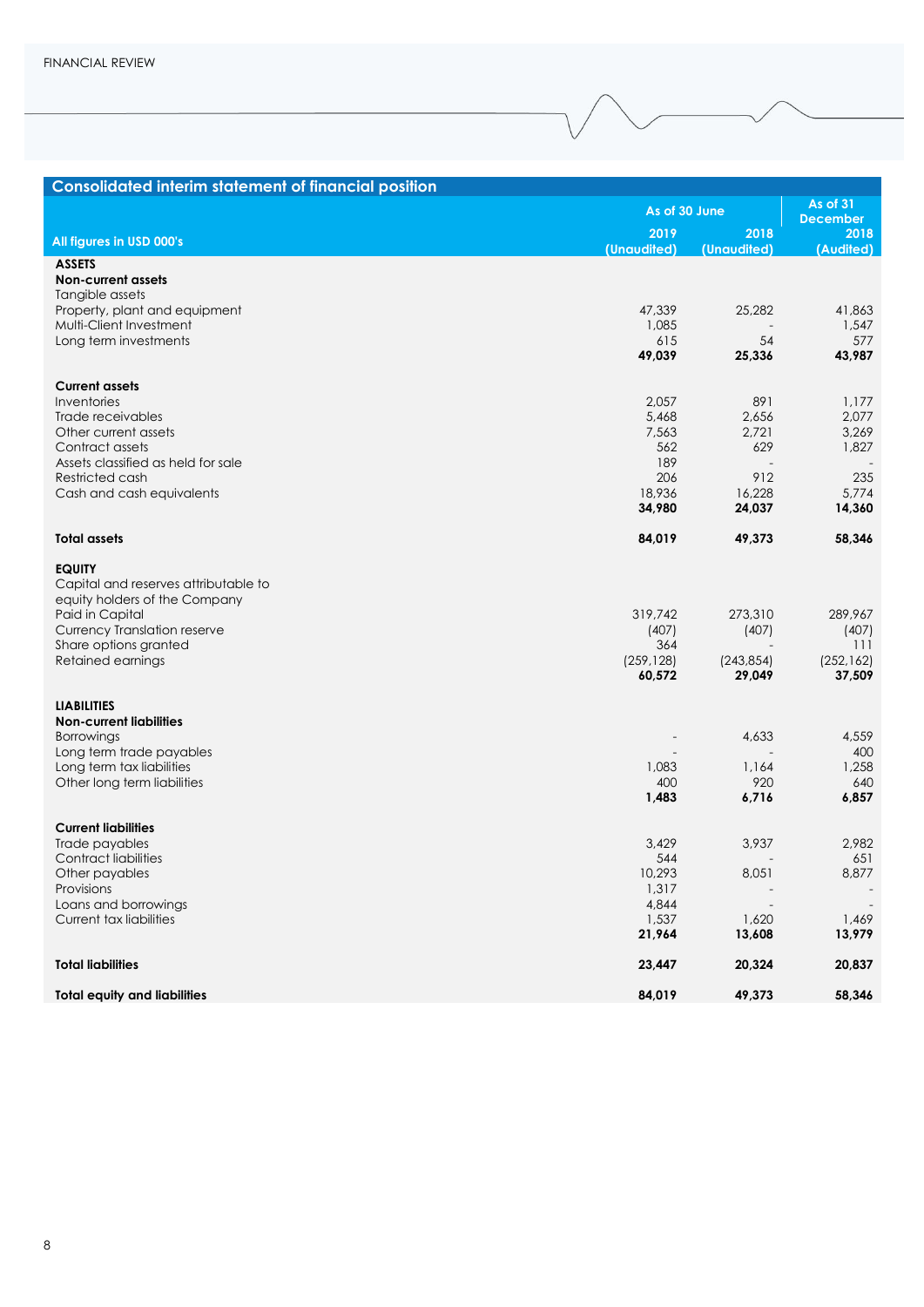## Consolidated interim statement of financial position

| All figures in USD 000's | As of 30 June 2019 (Unaudited) | As of 30 June 2018 (Unaudited) | As of 31 December 2018 (Audited) |
|---|---|---|---|
| **ASSETS** | | | |
| **Non-current assets** | | | |
| Tangible assets | | | |
| Property, plant and equipment | 47,339 | 25,282 | 41,863 |
| Multi-Client Investment | 1,085 | - | 1,547 |
| Long term investments | 615 | 54 | 577 |
| | **49,039** | **25,336** | **43,987** |
| **Current assets** | | | |
| Inventories | 2,057 | 891 | 1,177 |
| Trade receivables | 5,468 | 2,656 | 2,077 |
| Other current assets | 7,563 | 2,721 | 3,269 |
| Contract assets | 562 | 629 | 1,827 |
| Assets classified as held for sale | 189 | - | - |
| Restricted cash | 206 | 912 | 235 |
| Cash and cash equivalents | 18,936 | 16,228 | 5,774 |
| | **34,980** | **24,037** | **14,360** |
| **Total assets** | **84,019** | **49,373** | **58,346** |
| **EQUITY** | | | |
| Capital and reserves attributable to equity holders of the Company | | | |
| Paid in Capital | 319,742 | 273,310 | 289,967 |
| Currency Translation reserve | (407) | (407) | (407) |
| Share options granted | 364 | - | 111 |
| Retained earnings | (259,128) | (243,854) | (252,162) |
| | **60,572** | **29,049** | **37,509** |
| **LIABILITIES** | | | |
| **Non-current liabilities** | | | |
| Borrowings | - | 4,633 | 4,559 |
| Long term trade payables | - | - | 400 |
| Long term tax liabilities | 1,083 | 1,164 | 1,258 |
| Other long term liabilities | 400 | 920 | 640 |
| | **1,483** | **6,716** | **6,857** |
| **Current liabilities** | | | |
| Trade payables | 3,429 | 3,937 | 2,982 |
| Contract liabilities | 544 | - | 651 |
| Other payables | 10,293 | 8,051 | 8,877 |
| Provisions | 1,317 | - | - |
| Loans and borrowings | 4,844 | - | - |
| Current tax liabilities | 1,537 | 1,620 | 1,469 |
| | **21,964** | **13,608** | **13,979** |
| **Total liabilities** | **23,447** | **20,324** | **20,837** |
| **Total equity and liabilities** | **84,019** | **49,373** | **58,346** |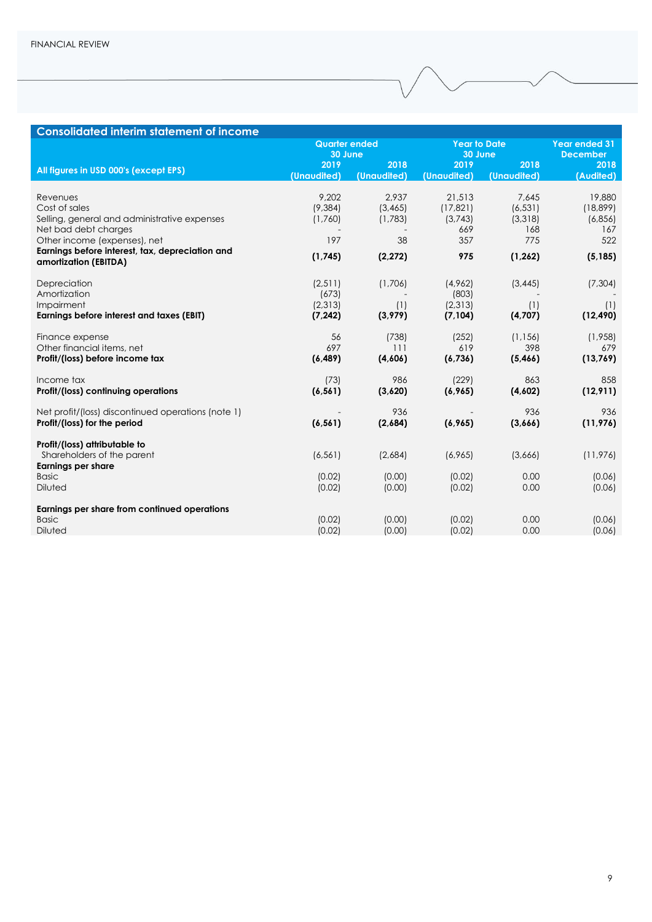## Consolidated interim statement of income

| All figures in USD 000's (except EPS) | Quarter ended 30 June 2019 (Unaudited) | Quarter ended 30 June 2018 (Unaudited) | Year to Date 30 June 2019 (Unaudited) | Year to Date 30 June 2018 (Unaudited) | Year ended 31 December 2018 (Audited) |
|---|---|---|---|---|---|
| Revenues | 9,202 | 2,937 | 21,513 | 7,645 | 19,880 |
| Cost of sales | (9,384) | (3,465) | (17,821) | (6,531) | (18,899) |
| Selling, general and administrative expenses | (1,760) | (1,783) | (3,743) | (3,318) | (6,856) |
| Net bad debt charges | - | - | 669 | 168 | 167 |
| Other income (expenses), net | 197 | 38 | 357 | 775 | 522 |
| **Earnings before interest, tax, depreciation and amortization (EBITDA)** | **(1,745)** | **(2,272)** | **975** | **(1,262)** | **(5,185)** |
| Depreciation | (2,511) | (1,706) | (4,962) | (3,445) | (7,304) |
| Amortization | (673) | - | (803) | - | - |
| Impairment | (2,313) | (1) | (2,313) | (1) | (1) |
| **Earnings before interest and taxes (EBIT)** | **(7,242)** | **(3,979)** | **(7,104)** | **(4,707)** | **(12,490)** |
| Finance expense | 56 | (738) | (252) | (1,156) | (1,958) |
| Other financial items, net | 697 | 111 | 619 | 398 | 679 |
| **Profit/(loss) before income tax** | **(6,489)** | **(4,606)** | **(6,736)** | **(5,466)** | **(13,769)** |
| Income tax | (73) | 986 | (229) | 863 | 858 |
| **Profit/(loss) continuing operations** | **(6,561)** | **(3,620)** | **(6,965)** | **(4,602)** | **(12,911)** |
| Net profit/(loss) discontinued operations (note 1) | - | 936 | - | 936 | 936 |
| **Profit/(loss) for the period** | **(6,561)** | **(2,684)** | **(6,965)** | **(3,666)** | **(11,976)** |
| **Profit/(loss) attributable to** | | | | | |
| Shareholders of the parent | (6,561) | (2,684) | (6,965) | (3,666) | (11,976) |
| **Earnings per share** | | | | | |
| Basic | (0.02) | (0.00) | (0.02) | 0.00 | (0.06) |
| Diluted | (0.02) | (0.00) | (0.02) | 0.00 | (0.06) |
| **Earnings per share from continued operations** | | | | | |
| Basic | (0.02) | (0.00) | (0.02) | 0.00 | (0.06) |
| Diluted | (0.02) | (0.00) | (0.02) | 0.00 | (0.06) |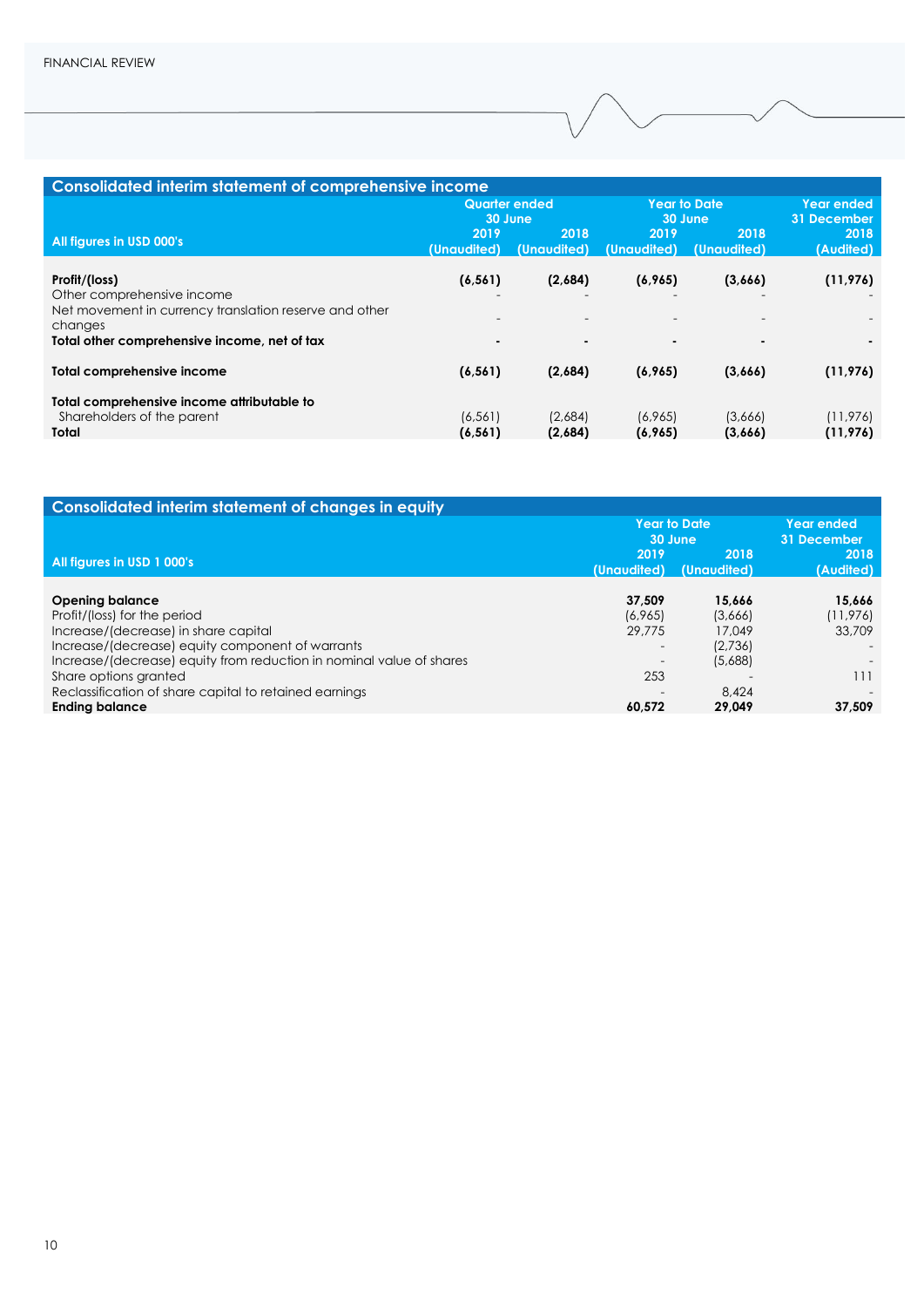FINANCIAL REVIEW

## Consolidated interim statement of comprehensive income

| All figures in USD 000's | Quarter ended 30 June | | Year to Date 30 June | | Year ended 31 December |
|---|---|---|---|---|---|
| | 2019 (Unaudited) | 2018 (Unaudited) | 2019 (Unaudited) | 2018 (Unaudited) | 2018 (Audited) |
| **Profit/(loss)** | **(6,561)** | **(2,684)** | **(6,965)** | **(3,666)** | **(11,976)** |
| Other comprehensive income | - | - | - | - | - |
| Net movement in currency translation reserve and other changes | - | - | - | - | - |
| **Total other comprehensive income, net of tax** | **-** | **-** | **-** | **-** | **-** |
| **Total comprehensive income** | **(6,561)** | **(2,684)** | **(6,965)** | **(3,666)** | **(11,976)** |
| **Total comprehensive income attributable to** | | | | | |
| Shareholders of the parent | (6,561) | (2,684) | (6,965) | (3,666) | (11,976) |
| **Total** | **(6,561)** | **(2,684)** | **(6,965)** | **(3,666)** | **(11,976)** |

## Consolidated interim statement of changes in equity

| All figures in USD 1 000's | Year to Date 30 June | | Year ended 31 December |
|---|---|---|---|
| | 2019 (Unaudited) | 2018 (Unaudited) | 2018 (Audited) |
| **Opening balance** | **37,509** | **15,666** | **15,666** |
| Profit/(loss) for the period | (6,965) | (3,666) | (11,976) |
| Increase/(decrease) in share capital | 29,775 | 17,049 | 33,709 |
| Increase/(decrease) equity component of warrants | - | (2,736) | - |
| Increase/(decrease) equity from reduction in nominal value of shares | - | (5,688) | - |
| Share options granted | 253 | - | 111 |
| Reclassification of share capital to retained earnings | - | 8,424 | - |
| **Ending balance** | **60,572** | **29,049** | **37,509** |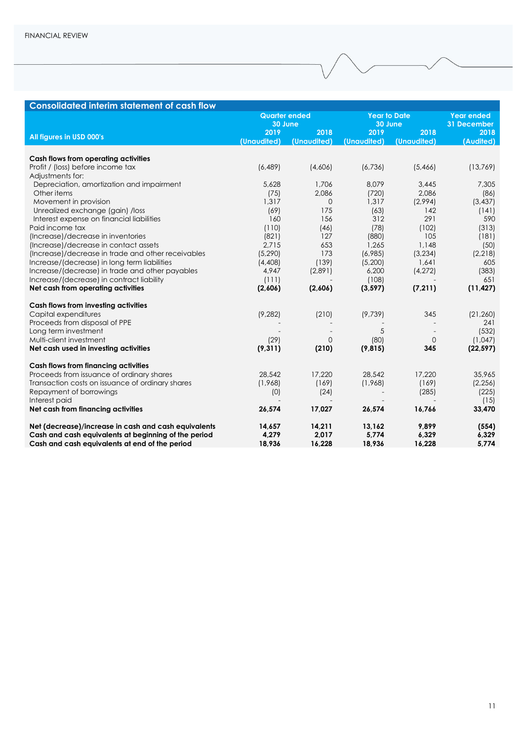## Consolidated interim statement of cash flow

| All figures in USD 000's | Quarter ended 30 June 2019 (Unaudited) | Quarter ended 30 June 2018 (Unaudited) | Year to Date 30 June 2019 (Unaudited) | Year to Date 30 June 2018 (Unaudited) | Year ended 31 December 2018 (Audited) |
|---|---|---|---|---|---|
| **Cash flows from operating activities** | | | | | |
| Profit / (loss) before income tax | (6,489) | (4,606) | (6,736) | (5,466) | (13,769) |
| Adjustments for: | | | | | |
| Depreciation, amortization and impairment | 5,628 | 1,706 | 8,079 | 3,445 | 7,305 |
| Other items | (75) | 2,086 | (720) | 2,086 | (86) |
| Movement in provision | 1,317 | 0 | 1,317 | (2,994) | (3,437) |
| Unrealized exchange (gain) /loss | (69) | 175 | (63) | 142 | (141) |
| Interest expense on financial liabilities | 160 | 156 | 312 | 291 | 590 |
| Paid income tax | (110) | (46) | (78) | (102) | (313) |
| (Increase)/decrease in inventories | (821) | 127 | (880) | 105 | (181) |
| (Increase)/decrease in contact assets | 2,715 | 653 | 1,265 | 1,148 | (50) |
| (Increase)/decrease in trade and other receivables | (5,290) | 173 | (6,985) | (3,234) | (2,218) |
| Increase/(decrease) in long term liabilities | (4,408) | (139) | (5,200) | 1,641 | 605 |
| Increase/(decrease) in trade and other payables | 4,947 | (2,891) | 6,200 | (4,272) | (383) |
| Increase/(decrease) in contract liability | (111) | - | (108) | - | 651 |
| **Net cash from operating activities** | **(2,606)** | **(2,606)** | **(3,597)** | **(7,211)** | **(11,427)** |
| **Cash flows from investing activities** | | | | | |
| Capital expenditures | (9,282) | (210) | (9,739) | 345 | (21,260) |
| Proceeds from disposal of PPE | - | - | - | - | 241 |
| Long term investment | - | - | 5 | - | (532) |
| Multi-client investment | (29) | 0 | (80) | 0 | (1,047) |
| **Net cash used in investing activities** | **(9,311)** | **(210)** | **(9,815)** | **345** | **(22,597)** |
| **Cash flows from financing activities** | | | | | |
| Proceeds from issuance of ordinary shares | 28,542 | 17,220 | 28,542 | 17,220 | 35,965 |
| Transaction costs on issuance of ordinary shares | (1,968) | (169) | (1,968) | (169) | (2,256) |
| Repayment of borrowings | (0) | (24) | - | (285) | (225) |
| Interest paid | - | - | - | - | (15) |
| **Net cash from financing activities** | **26,574** | **17,027** | **26,574** | **16,766** | **33,470** |
| **Net (decrease)/increase in cash and cash equivalents** | **14,657** | **14,211** | **13,162** | **9,899** | **(554)** |
| **Cash and cash equivalents at beginning of the period** | **4,279** | **2,017** | **5,774** | **6,329** | **6,329** |
| **Cash and cash equivalents at end of the period** | **18,936** | **16,228** | **18,936** | **16,228** | **5,774** |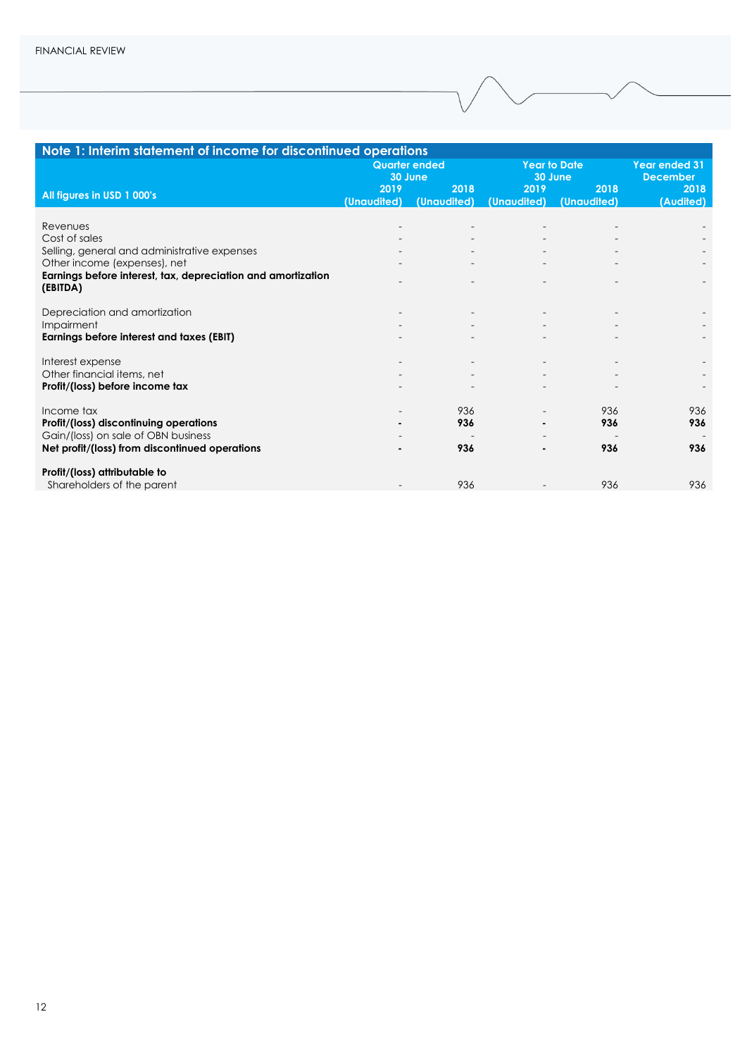FINANCIAL REVIEW

## Note 1: Interim statement of income for discontinued operations

| All figures in USD 1 000's | Quarter ended 30 June | | Year to Date 30 June | | Year ended 31 December |
|---|---|---|---|---|---|
| | 2019 (Unaudited) | 2018 (Unaudited) | 2019 (Unaudited) | 2018 (Unaudited) | 2018 (Audited) |
| Revenues | - | - | - | - | - |
| Cost of sales | - | - | - | - | - |
| Selling, general and administrative expenses | - | - | - | - | - |
| Other income (expenses), net | - | - | - | - | - |
| **Earnings before interest, tax, depreciation and amortization (EBITDA)** | - | - | - | - | - |
| Depreciation and amortization | - | - | - | - | - |
| Impairment | - | - | - | - | - |
| **Earnings before interest and taxes (EBIT)** | - | - | - | - | - |
| Interest expense | - | - | - | - | - |
| Other financial items, net | - | - | - | - | - |
| **Profit/(loss) before income tax** | - | - | - | - | - |
| Income tax | - | 936 | - | 936 | 936 |
| **Profit/(loss) discontinuing operations** | **-** | **936** | **-** | **936** | **936** |
| Gain/(loss) on sale of OBN business | - | - | - | - | - |
| **Net profit/(loss) from discontinued operations** | **-** | **936** | **-** | **936** | **936** |
| **Profit/(loss) attributable to** | | | | | |
| Shareholders of the parent | - | 936 | - | 936 | 936 |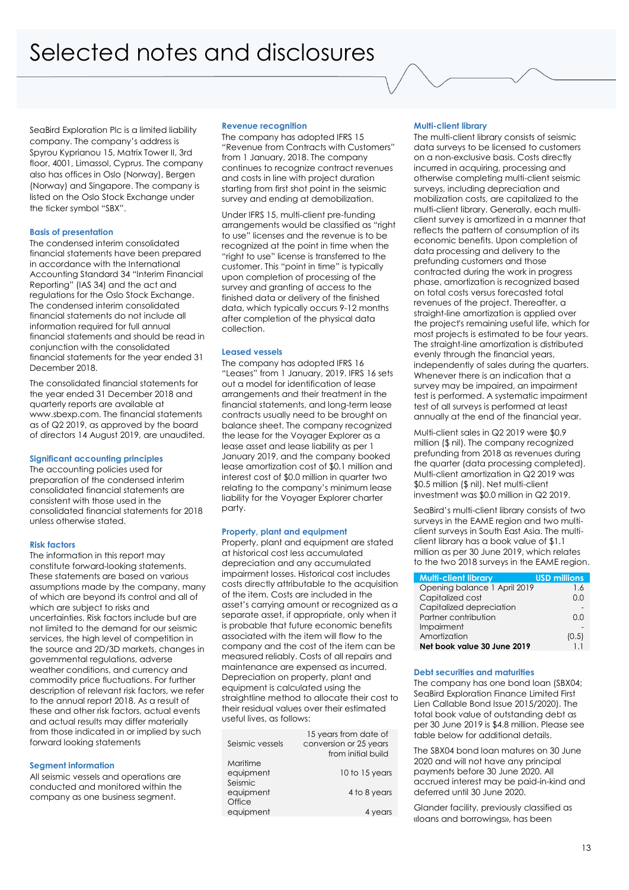# Selected notes and disclosures

SeaBird Exploration Plc is a limited liability company. The company's address is Spyrou Kyprianou 15, Matrix Tower II, 3rd floor, 4001, Limassol, Cyprus. The company also has offices in Oslo (Norway), Bergen (Norway) and Singapore. The company is listed on the Oslo Stock Exchange under the ticker symbol "SBX".

### Basis of presentation

The condensed interim consolidated financial statements have been prepared in accordance with the International Accounting Standard 34 "Interim Financial Reporting" (IAS 34) and the act and regulations for the Oslo Stock Exchange. The condensed interim consolidated financial statements do not include all information required for full annual financial statements and should be read in conjunction with the consolidated financial statements for the year ended 31 December 2018.

The consolidated financial statements for the year ended 31 December 2018 and quarterly reports are available at www.sbexp.com. The financial statements as of Q2 2019, as approved by the board of directors 14 August 2019, are unaudited.

### Significant accounting principles

The accounting policies used for preparation of the condensed interim consolidated financial statements are consistent with those used in the consolidated financial statements for 2018 unless otherwise stated.

### Risk factors

The information in this report may constitute forward-looking statements. These statements are based on various assumptions made by the company, many of which are beyond its control and all of which are subject to risks and uncertainties. Risk factors include but are not limited to the demand for our seismic services, the high level of competition in the source and 2D/3D markets, changes in governmental regulations, adverse weather conditions, and currency and commodity price fluctuations. For further description of relevant risk factors, we refer to the annual report 2018. As a result of these and other risk factors, actual events and actual results may differ materially from those indicated in or implied by such forward looking statements

### Segment information

All seismic vessels and operations are conducted and monitored within the company as one business segment.

### Revenue recognition

The company has adopted IFRS 15 "Revenue from Contracts with Customers" from 1 January, 2018. The company continues to recognize contract revenues and costs in line with project duration starting from first shot point in the seismic survey and ending at demobilization.

Under IFRS 15, multi-client pre-funding arrangements would be classified as "right to use" licenses and the revenue is to be recognized at the point in time when the "right to use" license is transferred to the customer. This "point in time" is typically upon completion of processing of the survey and granting of access to the finished data or delivery of the finished data, which typically occurs 9-12 months after completion of the physical data collection.

### Leased vessels

The company has adopted IFRS 16 "Leases" from 1 January, 2019. IFRS 16 sets out a model for identification of lease arrangements and their treatment in the financial statements, and long-term lease contracts usually need to be brought on balance sheet. The company recognized the lease for the Voyager Explorer as a lease asset and lease liability as per 1 January 2019, and the company booked lease amortization cost of $0.1 million and interest cost of $0.0 million in quarter two relating to the company's minimum lease liability for the Voyager Explorer charter party.

### Property, plant and equipment

Property, plant and equipment are stated at historical cost less accumulated depreciation and any accumulated impairment losses. Historical cost includes costs directly attributable to the acquisition of the item. Costs are included in the asset's carrying amount or recognized as a separate asset, if appropriate, only when it is probable that future economic benefits associated with the item will flow to the company and the cost of the item can be measured reliably. Costs of all repairs and maintenance are expensed as incurred. Depreciation on property, plant and equipment is calculated using the straightline method to allocate their cost to their residual values over their estimated useful lives, as follows:

| | |
|---|---|
| Seismic vessels | 15 years from date of conversion or 25 years from initial build |
| Maritime equipment | 10 to 15 years |
| Seismic equipment | 4 to 8 years |
| Office equipment | 4 years |

### Multi-client library

The multi-client library consists of seismic data surveys to be licensed to customers on a non-exclusive basis. Costs directly incurred in acquiring, processing and otherwise completing multi-client seismic surveys, including depreciation and mobilization costs, are capitalized to the multi-client library. Generally, each multi-client survey is amortized in a manner that reflects the pattern of consumption of its economic benefits. Upon completion of data processing and delivery to the prefunding customers and those contracted during the work in progress phase, amortization is recognized based on total costs versus forecasted total revenues of the project. Thereafter, a straight-line amortization is applied over the project's remaining useful life, which for most projects is estimated to be four years. The straight-line amortization is distributed evenly through the financial years, independently of sales during the quarters. Whenever there is an indication that a survey may be impaired, an impairment test is performed. A systematic impairment test of all surveys is performed at least annually at the end of the financial year.

Multi-client sales in Q2 2019 were $0.9 million ($ nil). The company recognized prefunding from 2018 as revenues during the quarter (data processing completed). Multi-client amortization in Q2 2019 was $0.5 million ($ nil). Net multi-client investment was $0.0 million in Q2 2019.

SeaBird's multi-client library consists of two surveys in the EAME region and two multi-client surveys in South East Asia. The multi-client library has a book value of $1.1 million as per 30 June 2019, which relates to the two 2018 surveys in the EAME region.

| Multi-client library | USD millions |
|---|---|
| Opening balance 1 April 2019 | 1.6 |
| Capitalized cost | 0.0 |
| Capitalized depreciation | - |
| Partner contribution | 0.0 |
| Impairment | - |
| Amortization | (0.5) |
| **Net book value 30 June 2019** | 1.1 |

### Debt securities and maturities

The company has one bond loan (SBX04; SeaBird Exploration Finance Limited First Lien Callable Bond Issue 2015/2020). The total book value of outstanding debt as per 30 June 2019 is $4.8 million. Please see table below for additional details.

The SBX04 bond loan matures on 30 June 2020 and will not have any principal payments before 30 June 2020. All accrued interest may be paid-in-kind and deferred until 30 June 2020.

Glander facility, previously classified as «loans and borrowings», has been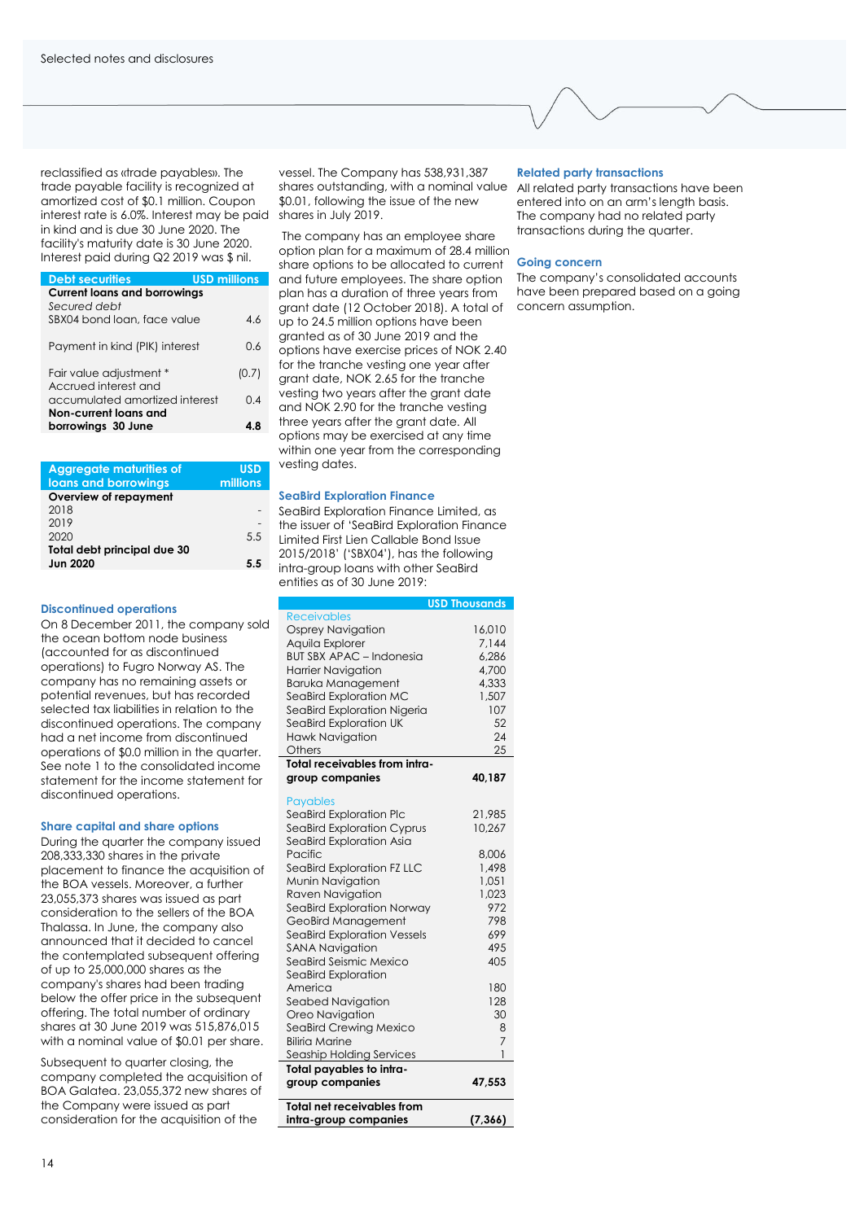reclassified as «trade payables». The trade payable facility is recognized at amortized cost of $0.1 million. Coupon interest rate is 6.0%. Interest may be paid in kind and is due 30 June 2020. The facility's maturity date is 30 June 2020. Interest paid during Q2 2019 was $ nil.

| Debt securities | USD millions |
|---|---|
| **Current loans and borrowings** | |
| *Secured debt* | |
| SBX04 bond loan, face value | 4.6 |
| Payment in kind (PIK) interest | 0.6 |
| Fair value adjustment * | (0.7) |
| Accrued interest and accumulated amortized interest | 0.4 |
| **Non-current loans and borrowings 30 June** | **4.8** |

| Aggregate maturities of loans and borrowings | USD millions |
|---|---|
| **Overview of repayment** | |
| 2018 | - |
| 2019 | - |
| 2020 | 5.5 |
| **Total debt principal due 30 Jun 2020** | **5.5** |

## Discontinued operations

On 8 December 2011, the company sold the ocean bottom node business (accounted for as discontinued operations) to Fugro Norway AS. The company has no remaining assets or potential revenues, but has recorded selected tax liabilities in relation to the discontinued operations. The company had a net income from discontinued operations of $0.0 million in the quarter. See note 1 to the consolidated income statement for the income statement for discontinued operations.

## Share capital and share options

During the quarter the company issued 208,333,330 shares in the private placement to finance the acquisition of the BOA vessels. Moreover, a further 23,055,373 shares was issued as part consideration to the sellers of the BOA Thalassa. In June, the company also announced that it decided to cancel the contemplated subsequent offering of up to 25,000,000 shares as the company's shares had been trading below the offer price in the subsequent offering. The total number of ordinary shares at 30 June 2019 was 515,876,015 with a nominal value of $0.01 per share.

Subsequent to quarter closing, the company completed the acquisition of BOA Galatea. 23,055,372 new shares of the Company were issued as part consideration for the acquisition of the vessel. The Company has 538,931,387 shares outstanding, with a nominal value $0.01, following the issue of the new shares in July 2019.

The company has an employee share option plan for a maximum of 28.4 million share options to be allocated to current and future employees. The share option plan has a duration of three years from grant date (12 October 2018). A total of up to 24.5 million options have been granted as of 30 June 2019 and the options have exercise prices of NOK 2.40 for the tranche vesting one year after grant date, NOK 2.65 for the tranche vesting two years after the grant date and NOK 2.90 for the tranche vesting three years after the grant date. All options may be exercised at any time within one year from the corresponding vesting dates.

## SeaBird Exploration Finance

SeaBird Exploration Finance Limited, as the issuer of 'SeaBird Exploration Finance Limited First Lien Callable Bond Issue 2015/2018' ('SBX04'), has the following intra-group loans with other SeaBird entities as of 30 June 2019:

| | USD Thousands |
|---|---|
| Receivables | |
| Osprey Navigation | 16,010 |
| Aquila Explorer | 7,144 |
| BUT SBX APAC – Indonesia | 6,286 |
| Harrier Navigation | 4,700 |
| Baruka Management | 4,333 |
| SeaBird Exploration MC | 1,507 |
| SeaBird Exploration Nigeria | 107 |
| SeaBird Exploration UK | 52 |
| Hawk Navigation | 24 |
| Others | 25 |
| **Total receivables from intra-group companies** | **40,187** |
| Payables | |
| SeaBird Exploration Plc | 21,985 |
| SeaBird Exploration Cyprus | 10,267 |
| SeaBird Exploration Asia Pacific | 8,006 |
| SeaBird Exploration FZ LLC | 1,498 |
| Munin Navigation | 1,051 |
| Raven Navigation | 1,023 |
| SeaBird Exploration Norway | 972 |
| GeoBird Management | 798 |
| SeaBird Exploration Vessels | 699 |
| SANA Navigation | 495 |
| SeaBird Seismic Mexico | 405 |
| SeaBird Exploration America | 180 |
| Seabed Navigation | 128 |
| Oreo Navigation | 30 |
| SeaBird Crewing Mexico | 8 |
| Biliria Marine | 7 |
| Seaship Holding Services | 1 |
| **Total payables to intra-group companies** | **47,553** |
| **Total net receivables from intra-group companies** | **(7,366)** |

## Related party transactions

All related party transactions have been entered into on an arm's length basis. The company had no related party transactions during the quarter.

## Going concern

The company's consolidated accounts have been prepared based on a going concern assumption.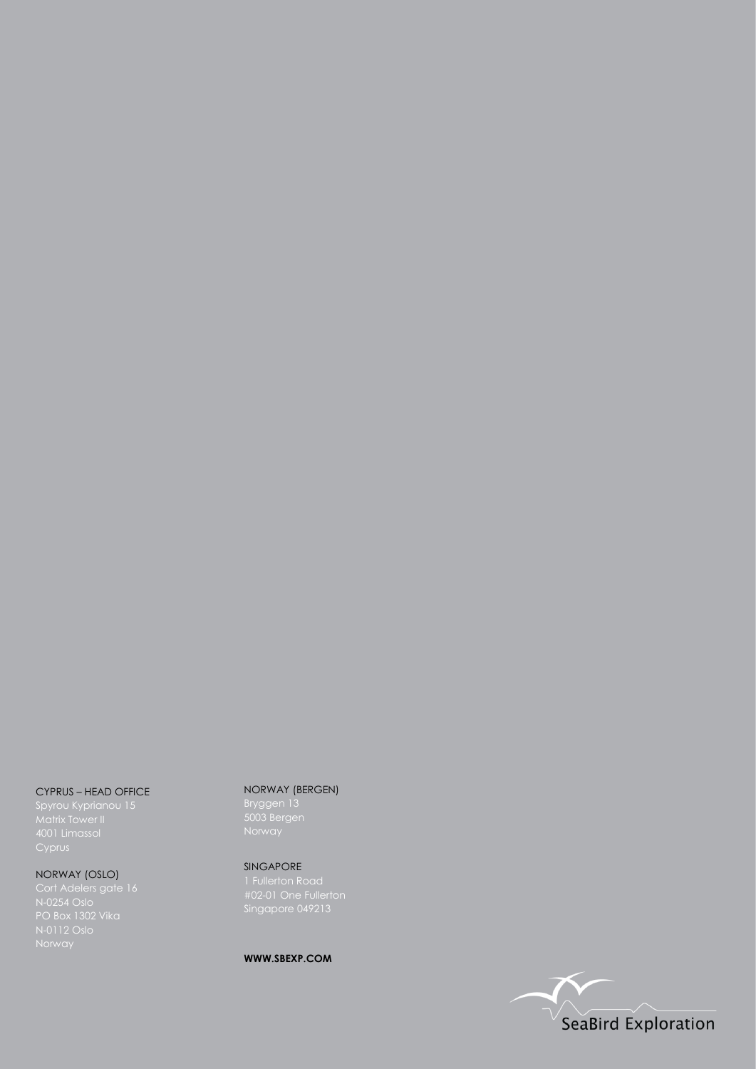CYPRUS – HEAD OFFICE
Spyrou Kyprianou 15
Matrix Tower II
4001 Limassol
Cyprus

NORWAY (OSLO)
Cort Adelers gate 16
N-0254 Oslo
PO Box 1302 Vika
N-0112 Oslo
Norway

NORWAY (BERGEN)
Bryggen 13
5003 Bergen
Norway

SINGAPORE
1 Fullerton Road
#02-01 One Fullerton
Singapore 049213

**WWW.SBEXP.COM**

SeaBird Exploration